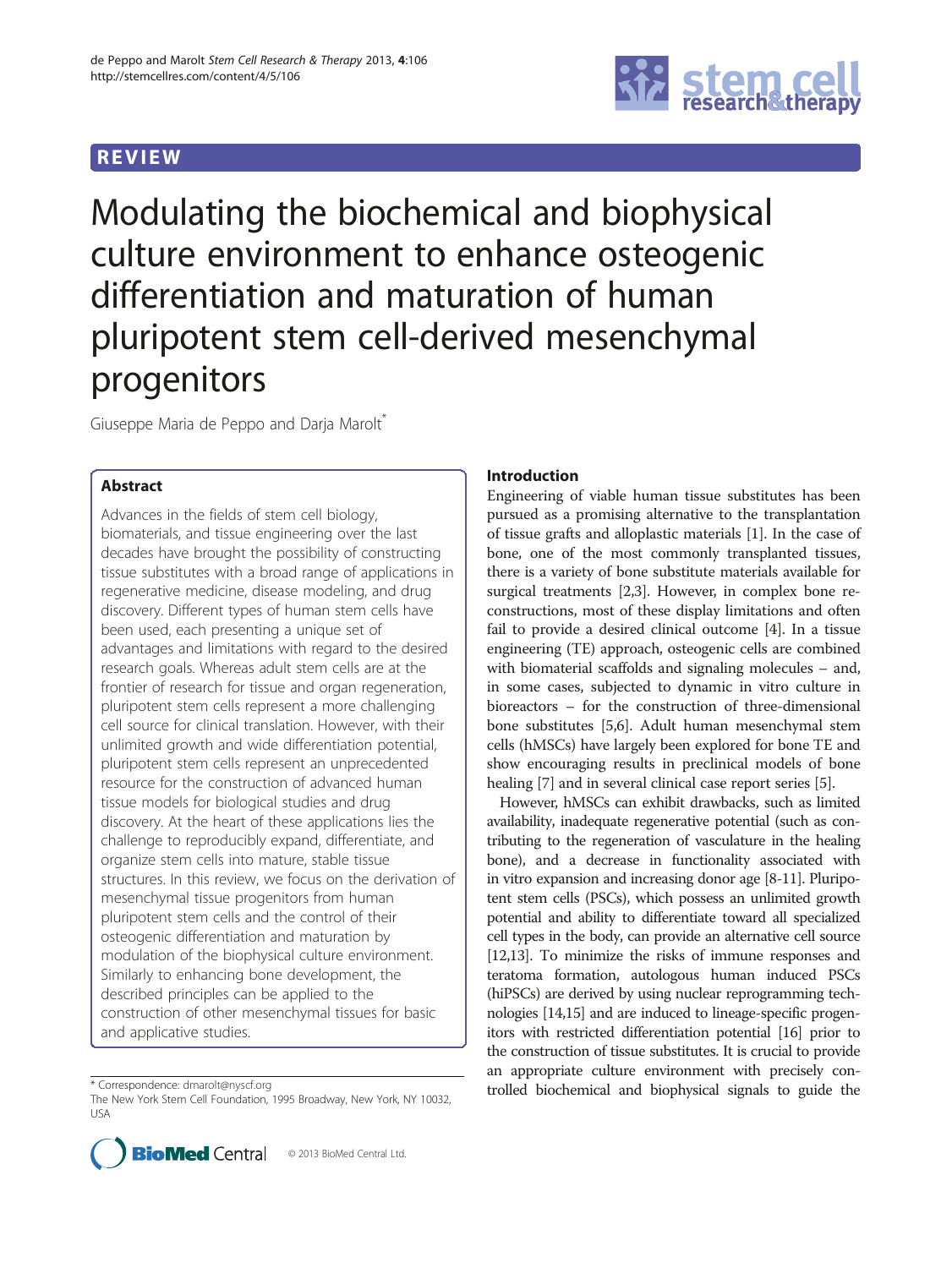REVIEW

# Modulating the biochemical and biophysical culture environment to enhance osteogenic differentiation and maturation of human pluripotent stem cell-derived mesenchymal progenitors

Giuseppe Maria de Peppo and Darja Marolt*

## Abstract

Advances in the fields of stem cell biology, biomaterials, and tissue engineering over the last decades have brought the possibility of constructing tissue substitutes with a broad range of applications in regenerative medicine, disease modeling, and drug discovery. Different types of human stem cells have been used, each presenting a unique set of advantages and limitations with regard to the desired research goals. Whereas adult stem cells are at the frontier of research for tissue and organ regeneration, pluripotent stem cells represent a more challenging cell source for clinical translation. However, with their unlimited growth and wide differentiation potential, pluripotent stem cells represent an unprecedented resource for the construction of advanced human tissue models for biological studies and drug discovery. At the heart of these applications lies the challenge to reproducibly expand, differentiate, and organize stem cells into mature, stable tissue structures. In this review, we focus on the derivation of mesenchymal tissue progenitors from human pluripotent stem cells and the control of their osteogenic differentiation and maturation by modulation of the biophysical culture environment. Similarly to enhancing bone development, the described principles can be applied to the construction of other mesenchymal tissues for basic and applicative studies.

\* Correspondence: dmarolt@nyscf.org
The New York Stem Cell Foundation, 1995 Broadway, New York, NY 10032, USA

© 2013 BioMed Central Ltd.

## Introduction

Engineering of viable human tissue substitutes has been pursued as a promising alternative to the transplantation of tissue grafts and alloplastic materials [1]. In the case of bone, one of the most commonly transplanted tissues, there is a variety of bone substitute materials available for surgical treatments [2,3]. However, in complex bone reconstructions, most of these display limitations and often fail to provide a desired clinical outcome [4]. In a tissue engineering (TE) approach, osteogenic cells are combined with biomaterial scaffolds and signaling molecules – and, in some cases, subjected to dynamic in vitro culture in bioreactors – for the construction of three-dimensional bone substitutes [5,6]. Adult human mesenchymal stem cells (hMSCs) have largely been explored for bone TE and show encouraging results in preclinical models of bone healing [7] and in several clinical case report series [5].

However, hMSCs can exhibit drawbacks, such as limited availability, inadequate regenerative potential (such as contributing to the regeneration of vasculature in the healing bone), and a decrease in functionality associated with in vitro expansion and increasing donor age [8-11]. Pluripotent stem cells (PSCs), which possess an unlimited growth potential and ability to differentiate toward all specialized cell types in the body, can provide an alternative cell source [12,13]. To minimize the risks of immune responses and teratoma formation, autologous human induced PSCs (hiPSCs) are derived by using nuclear reprogramming technologies [14,15] and are induced to lineage-specific progenitors with restricted differentiation potential [16] prior to the construction of tissue substitutes. It is crucial to provide an appropriate culture environment with precisely controlled biochemical and biophysical signals to guide the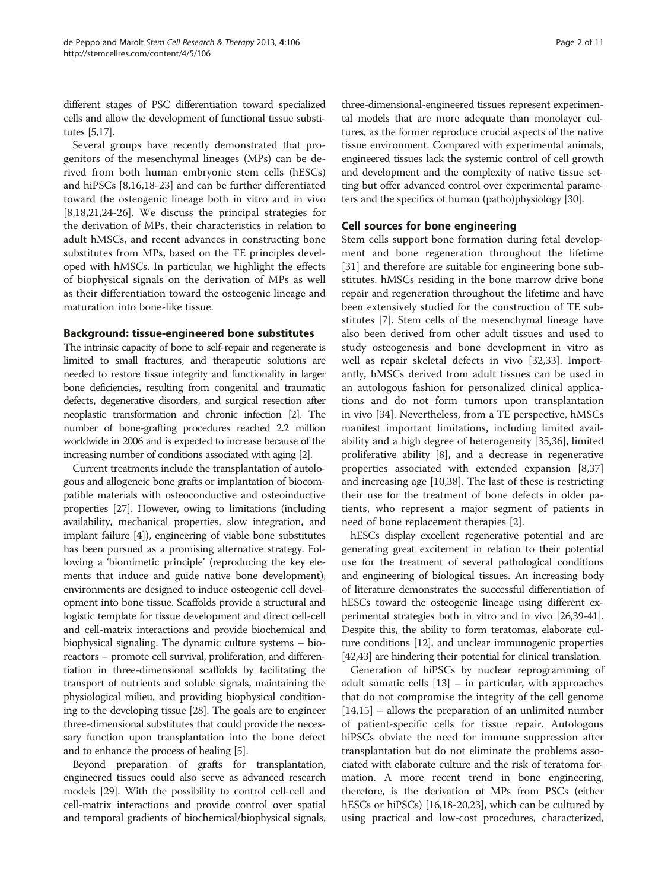different stages of PSC differentiation toward specialized cells and allow the development of functional tissue substitutes [5,17].

Several groups have recently demonstrated that progenitors of the mesenchymal lineages (MPs) can be derived from both human embryonic stem cells (hESCs) and hiPSCs [8,16,18-23] and can be further differentiated toward the osteogenic lineage both in vitro and in vivo [8,18,21,24-26]. We discuss the principal strategies for the derivation of MPs, their characteristics in relation to adult hMSCs, and recent advances in constructing bone substitutes from MPs, based on the TE principles developed with hMSCs. In particular, we highlight the effects of biophysical signals on the derivation of MPs as well as their differentiation toward the osteogenic lineage and maturation into bone-like tissue.

## Background: tissue-engineered bone substitutes

The intrinsic capacity of bone to self-repair and regenerate is limited to small fractures, and therapeutic solutions are needed to restore tissue integrity and functionality in larger bone deficiencies, resulting from congenital and traumatic defects, degenerative disorders, and surgical resection after neoplastic transformation and chronic infection [2]. The number of bone-grafting procedures reached 2.2 million worldwide in 2006 and is expected to increase because of the increasing number of conditions associated with aging [2].

Current treatments include the transplantation of autologous and allogeneic bone grafts or implantation of biocompatible materials with osteoconductive and osteoinductive properties [27]. However, owing to limitations (including availability, mechanical properties, slow integration, and implant failure [4]), engineering of viable bone substitutes has been pursued as a promising alternative strategy. Following a 'biomimetic principle' (reproducing the key elements that induce and guide native bone development), environments are designed to induce osteogenic cell development into bone tissue. Scaffolds provide a structural and logistic template for tissue development and direct cell-cell and cell-matrix interactions and provide biochemical and biophysical signaling. The dynamic culture systems – bioreactors – promote cell survival, proliferation, and differentiation in three-dimensional scaffolds by facilitating the transport of nutrients and soluble signals, maintaining the physiological milieu, and providing biophysical conditioning to the developing tissue [28]. The goals are to engineer three-dimensional substitutes that could provide the necessary function upon transplantation into the bone defect and to enhance the process of healing [5].

Beyond preparation of grafts for transplantation, engineered tissues could also serve as advanced research models [29]. With the possibility to control cell-cell and cell-matrix interactions and provide control over spatial and temporal gradients of biochemical/biophysical signals, three-dimensional-engineered tissues represent experimental models that are more adequate than monolayer cultures, as the former reproduce crucial aspects of the native tissue environment. Compared with experimental animals, engineered tissues lack the systemic control of cell growth and development and the complexity of native tissue setting but offer advanced control over experimental parameters and the specifics of human (patho)physiology [30].

## Cell sources for bone engineering

Stem cells support bone formation during fetal development and bone regeneration throughout the lifetime [31] and therefore are suitable for engineering bone substitutes. hMSCs residing in the bone marrow drive bone repair and regeneration throughout the lifetime and have been extensively studied for the construction of TE substitutes [7]. Stem cells of the mesenchymal lineage have also been derived from other adult tissues and used to study osteogenesis and bone development in vitro as well as repair skeletal defects in vivo [32,33]. Importantly, hMSCs derived from adult tissues can be used in an autologous fashion for personalized clinical applications and do not form tumors upon transplantation in vivo [34]. Nevertheless, from a TE perspective, hMSCs manifest important limitations, including limited availability and a high degree of heterogeneity [35,36], limited proliferative ability [8], and a decrease in regenerative properties associated with extended expansion [8,37] and increasing age [10,38]. The last of these is restricting their use for the treatment of bone defects in older patients, who represent a major segment of patients in need of bone replacement therapies [2].

hESCs display excellent regenerative potential and are generating great excitement in relation to their potential use for the treatment of several pathological conditions and engineering of biological tissues. An increasing body of literature demonstrates the successful differentiation of hESCs toward the osteogenic lineage using different experimental strategies both in vitro and in vivo [26,39-41]. Despite this, the ability to form teratomas, elaborate culture conditions [12], and unclear immunogenic properties [42,43] are hindering their potential for clinical translation.

Generation of hiPSCs by nuclear reprogramming of adult somatic cells [13] – in particular, with approaches that do not compromise the integrity of the cell genome [14,15] – allows the preparation of an unlimited number of patient-specific cells for tissue repair. Autologous hiPSCs obviate the need for immune suppression after transplantation but do not eliminate the problems associated with elaborate culture and the risk of teratoma formation. A more recent trend in bone engineering, therefore, is the derivation of MPs from PSCs (either hESCs or hiPSCs) [16,18-20,23], which can be cultured by using practical and low-cost procedures, characterized,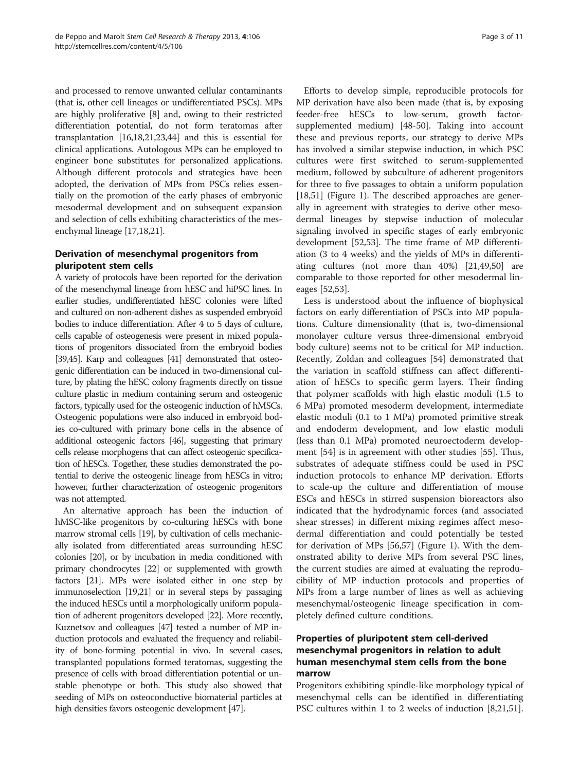and processed to remove unwanted cellular contaminants (that is, other cell lineages or undifferentiated PSCs). MPs are highly proliferative [8] and, owing to their restricted differentiation potential, do not form teratomas after transplantation [16,18,21,23,44] and this is essential for clinical applications. Autologous MPs can be employed to engineer bone substitutes for personalized applications. Although different protocols and strategies have been adopted, the derivation of MPs from PSCs relies essentially on the promotion of the early phases of embryonic mesodermal development and on subsequent expansion and selection of cells exhibiting characteristics of the mesenchymal lineage [17,18,21].

## Derivation of mesenchymal progenitors from pluripotent stem cells

A variety of protocols have been reported for the derivation of the mesenchymal lineage from hESC and hiPSC lines. In earlier studies, undifferentiated hESC colonies were lifted and cultured on non-adherent dishes as suspended embryoid bodies to induce differentiation. After 4 to 5 days of culture, cells capable of osteogenesis were present in mixed populations of progenitors dissociated from the embryoid bodies [39,45]. Karp and colleagues [41] demonstrated that osteogenic differentiation can be induced in two-dimensional culture, by plating the hESC colony fragments directly on tissue culture plastic in medium containing serum and osteogenic factors, typically used for the osteogenic induction of hMSCs. Osteogenic populations were also induced in embryoid bodies co-cultured with primary bone cells in the absence of additional osteogenic factors [46], suggesting that primary cells release morphogens that can affect osteogenic specification of hESCs. Together, these studies demonstrated the potential to derive the osteogenic lineage from hESCs in vitro; however, further characterization of osteogenic progenitors was not attempted.

An alternative approach has been the induction of hMSC-like progenitors by co-culturing hESCs with bone marrow stromal cells [19], by cultivation of cells mechanically isolated from differentiated areas surrounding hESC colonies [20], or by incubation in media conditioned with primary chondrocytes [22] or supplemented with growth factors [21]. MPs were isolated either in one step by immunoselection [19,21] or in several steps by passaging the induced hESCs until a morphologically uniform population of adherent progenitors developed [22]. More recently, Kuznetsov and colleagues [47] tested a number of MP induction protocols and evaluated the frequency and reliability of bone-forming potential in vivo. In several cases, transplanted populations formed teratomas, suggesting the presence of cells with broad differentiation potential or unstable phenotype or both. This study also showed that seeding of MPs on osteoconductive biomaterial particles at high densities favors osteogenic development [47].

Efforts to develop simple, reproducible protocols for MP derivation have also been made (that is, by exposing feeder-free hESCs to low-serum, growth factor-supplemented medium) [48-50]. Taking into account these and previous reports, our strategy to derive MPs has involved a similar stepwise induction, in which PSC cultures were first switched to serum-supplemented medium, followed by subculture of adherent progenitors for three to five passages to obtain a uniform population [18,51] (Figure 1). The described approaches are generally in agreement with strategies to derive other mesodermal lineages by stepwise induction of molecular signaling involved in specific stages of early embryonic development [52,53]. The time frame of MP differentiation (3 to 4 weeks) and the yields of MPs in differentiating cultures (not more than 40%) [21,49,50] are comparable to those reported for other mesodermal lineages [52,53].

Less is understood about the influence of biophysical factors on early differentiation of PSCs into MP populations. Culture dimensionality (that is, two-dimensional monolayer culture versus three-dimensional embryoid body culture) seems not to be critical for MP induction. Recently, Zoldan and colleagues [54] demonstrated that the variation in scaffold stiffness can affect differentiation of hESCs to specific germ layers. Their finding that polymer scaffolds with high elastic moduli (1.5 to 6 MPa) promoted mesoderm development, intermediate elastic moduli (0.1 to 1 MPa) promoted primitive streak and endoderm development, and low elastic moduli (less than 0.1 MPa) promoted neuroectoderm development [54] is in agreement with other studies [55]. Thus, substrates of adequate stiffness could be used in PSC induction protocols to enhance MP derivation. Efforts to scale-up the culture and differentiation of mouse ESCs and hESCs in stirred suspension bioreactors also indicated that the hydrodynamic forces (and associated shear stresses) in different mixing regimes affect mesodermal differentiation and could potentially be tested for derivation of MPs [56,57] (Figure 1). With the demonstrated ability to derive MPs from several PSC lines, the current studies are aimed at evaluating the reproducibility of MP induction protocols and properties of MPs from a large number of lines as well as achieving mesenchymal/osteogenic lineage specification in completely defined culture conditions.

## Properties of pluripotent stem cell-derived mesenchymal progenitors in relation to adult human mesenchymal stem cells from the bone marrow

Progenitors exhibiting spindle-like morphology typical of mesenchymal cells can be identified in differentiating PSC cultures within 1 to 2 weeks of induction [8,21,51].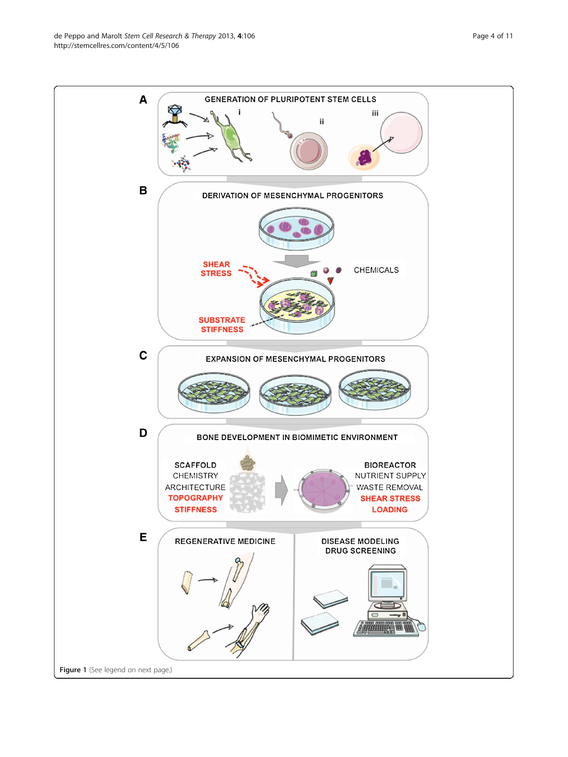**Figure 1** (See legend on next page.)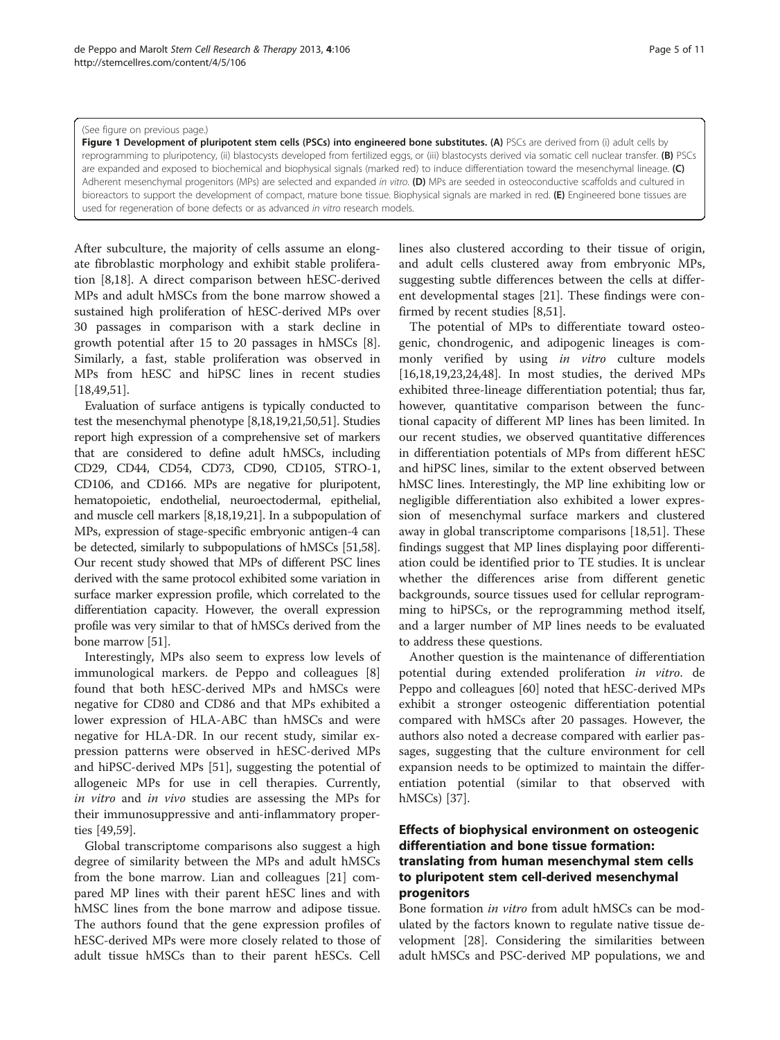(See figure on previous page.)

**Figure 1 Development of pluripotent stem cells (PSCs) into engineered bone substitutes. (A)** PSCs are derived from (i) adult cells by reprogramming to pluripotency, (ii) blastocysts developed from fertilized eggs, or (iii) blastocysts derived via somatic cell nuclear transfer. **(B)** PSCs are expanded and exposed to biochemical and biophysical signals (marked red) to induce differentiation toward the mesenchymal lineage. **(C)** Adherent mesenchymal progenitors (MPs) are selected and expanded *in vitro*. **(D)** MPs are seeded in osteoconductive scaffolds and cultured in bioreactors to support the development of compact, mature bone tissue. Biophysical signals are marked in red. **(E)** Engineered bone tissues are used for regeneration of bone defects or as advanced *in vitro* research models.

After subculture, the majority of cells assume an elongate fibroblastic morphology and exhibit stable proliferation [8,18]. A direct comparison between hESC-derived MPs and adult hMSCs from the bone marrow showed a sustained high proliferation of hESC-derived MPs over 30 passages in comparison with a stark decline in growth potential after 15 to 20 passages in hMSCs [8]. Similarly, a fast, stable proliferation was observed in MPs from hESC and hiPSC lines in recent studies [18,49,51].

Evaluation of surface antigens is typically conducted to test the mesenchymal phenotype [8,18,19,21,50,51]. Studies report high expression of a comprehensive set of markers that are considered to define adult hMSCs, including CD29, CD44, CD54, CD73, CD90, CD105, STRO-1, CD106, and CD166. MPs are negative for pluripotent, hematopoietic, endothelial, neuroectodermal, epithelial, and muscle cell markers [8,18,19,21]. In a subpopulation of MPs, expression of stage-specific embryonic antigen-4 can be detected, similarly to subpopulations of hMSCs [51,58]. Our recent study showed that MPs of different PSC lines derived with the same protocol exhibited some variation in surface marker expression profile, which correlated to the differentiation capacity. However, the overall expression profile was very similar to that of hMSCs derived from the bone marrow [51].

Interestingly, MPs also seem to express low levels of immunological markers. de Peppo and colleagues [8] found that both hESC-derived MPs and hMSCs were negative for CD80 and CD86 and that MPs exhibited a lower expression of HLA-ABC than hMSCs and were negative for HLA-DR. In our recent study, similar expression patterns were observed in hESC-derived MPs and hiPSC-derived MPs [51], suggesting the potential of allogeneic MPs for use in cell therapies. Currently, *in vitro* and *in vivo* studies are assessing the MPs for their immunosuppressive and anti-inflammatory properties [49,59].

Global transcriptome comparisons also suggest a high degree of similarity between the MPs and adult hMSCs from the bone marrow. Lian and colleagues [21] compared MP lines with their parent hESC lines and with hMSC lines from the bone marrow and adipose tissue. The authors found that the gene expression profiles of hESC-derived MPs were more closely related to those of adult tissue hMSCs than to their parent hESCs. Cell lines also clustered according to their tissue of origin, and adult cells clustered away from embryonic MPs, suggesting subtle differences between the cells at different developmental stages [21]. These findings were confirmed by recent studies [8,51].

The potential of MPs to differentiate toward osteogenic, chondrogenic, and adipogenic lineages is commonly verified by using *in vitro* culture models [16,18,19,23,24,48]. In most studies, the derived MPs exhibited three-lineage differentiation potential; thus far, however, quantitative comparison between the functional capacity of different MP lines has been limited. In our recent studies, we observed quantitative differences in differentiation potentials of MPs from different hESC and hiPSC lines, similar to the extent observed between hMSC lines. Interestingly, the MP line exhibiting low or negligible differentiation also exhibited a lower expression of mesenchymal surface markers and clustered away in global transcriptome comparisons [18,51]. These findings suggest that MP lines displaying poor differentiation could be identified prior to TE studies. It is unclear whether the differences arise from different genetic backgrounds, source tissues used for cellular reprogramming to hiPSCs, or the reprogramming method itself, and a larger number of MP lines needs to be evaluated to address these questions.

Another question is the maintenance of differentiation potential during extended proliferation *in vitro*. de Peppo and colleagues [60] noted that hESC-derived MPs exhibit a stronger osteogenic differentiation potential compared with hMSCs after 20 passages. However, the authors also noted a decrease compared with earlier passages, suggesting that the culture environment for cell expansion needs to be optimized to maintain the differentiation potential (similar to that observed with hMSCs) [37].

## Effects of biophysical environment on osteogenic differentiation and bone tissue formation: translating from human mesenchymal stem cells to pluripotent stem cell-derived mesenchymal progenitors

Bone formation *in vitro* from adult hMSCs can be modulated by the factors known to regulate native tissue development [28]. Considering the similarities between adult hMSCs and PSC-derived MP populations, we and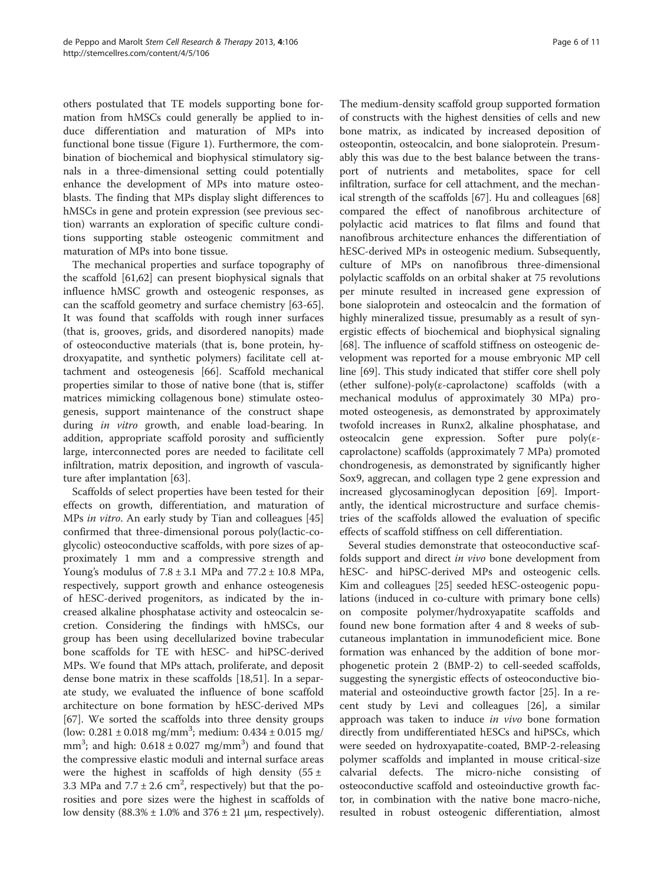others postulated that TE models supporting bone formation from hMSCs could generally be applied to induce differentiation and maturation of MPs into functional bone tissue (Figure 1). Furthermore, the combination of biochemical and biophysical stimulatory signals in a three-dimensional setting could potentially enhance the development of MPs into mature osteoblasts. The finding that MPs display slight differences to hMSCs in gene and protein expression (see previous section) warrants an exploration of specific culture conditions supporting stable osteogenic commitment and maturation of MPs into bone tissue.

The mechanical properties and surface topography of the scaffold [61,62] can present biophysical signals that influence hMSC growth and osteogenic responses, as can the scaffold geometry and surface chemistry [63-65]. It was found that scaffolds with rough inner surfaces (that is, grooves, grids, and disordered nanopits) made of osteoconductive materials (that is, bone protein, hydroxyapatite, and synthetic polymers) facilitate cell attachment and osteogenesis [66]. Scaffold mechanical properties similar to those of native bone (that is, stiffer matrices mimicking collagenous bone) stimulate osteogenesis, support maintenance of the construct shape during *in vitro* growth, and enable load-bearing. In addition, appropriate scaffold porosity and sufficiently large, interconnected pores are needed to facilitate cell infiltration, matrix deposition, and ingrowth of vasculature after implantation [63].

Scaffolds of select properties have been tested for their effects on growth, differentiation, and maturation of MPs *in vitro*. An early study by Tian and colleagues [45] confirmed that three-dimensional porous poly(lactic-co-glycolic) osteoconductive scaffolds, with pore sizes of approximately 1 mm and a compressive strength and Young's modulus of $7.8 \pm 3.1$ MPa and $77.2 \pm 10.8$ MPa, respectively, support growth and enhance osteogenesis of hESC-derived progenitors, as indicated by the increased alkaline phosphatase activity and osteocalcin secretion. Considering the findings with hMSCs, our group has been using decellularized bovine trabecular bone scaffolds for TE with hESC- and hiPSC-derived MPs. We found that MPs attach, proliferate, and deposit dense bone matrix in these scaffolds [18,51]. In a separate study, we evaluated the influence of bone scaffold architecture on bone formation by hESC-derived MPs [67]. We sorted the scaffolds into three density groups (low: $0.281 \pm 0.018$ mg/mm$^3$; medium: $0.434 \pm 0.015$ mg/mm$^3$; and high: $0.618 \pm 0.027$ mg/mm$^3$) and found that the compressive elastic moduli and internal surface areas were the highest in scaffolds of high density ($55 \pm 3.3$ MPa and $7.7 \pm 2.6$ cm$^2$, respectively) but that the porosities and pore sizes were the highest in scaffolds of low density ($88.3\% \pm 1.0\%$ and $376 \pm 21$ μm, respectively). The medium-density scaffold group supported formation of constructs with the highest densities of cells and new bone matrix, as indicated by increased deposition of osteopontin, osteocalcin, and bone sialoprotein. Presumably this was due to the best balance between the transport of nutrients and metabolites, space for cell infiltration, surface for cell attachment, and the mechanical strength of the scaffolds [67]. Hu and colleagues [68] compared the effect of nanofibrous architecture of polylactic acid matrices to flat films and found that nanofibrous architecture enhances the differentiation of hESC-derived MPs in osteogenic medium. Subsequently, culture of MPs on nanofibrous three-dimensional polylactic scaffolds on an orbital shaker at 75 revolutions per minute resulted in increased gene expression of bone sialoprotein and osteocalcin and the formation of highly mineralized tissue, presumably as a result of synergistic effects of biochemical and biophysical signaling [68]. The influence of scaffold stiffness on osteogenic development was reported for a mouse embryonic MP cell line [69]. This study indicated that stiffer core shell poly (ether sulfone)-poly(ε-caprolactone) scaffolds (with a mechanical modulus of approximately 30 MPa) promoted osteogenesis, as demonstrated by approximately twofold increases in Runx2, alkaline phosphatase, and osteocalcin gene expression. Softer pure poly(ε-caprolactone) scaffolds (approximately 7 MPa) promoted chondrogenesis, as demonstrated by significantly higher Sox9, aggrecan, and collagen type 2 gene expression and increased glycosaminoglycan deposition [69]. Importantly, the identical microstructure and surface chemistries of the scaffolds allowed the evaluation of specific effects of scaffold stiffness on cell differentiation.

Several studies demonstrate that osteoconductive scaffolds support and direct *in vivo* bone development from hESC- and hiPSC-derived MPs and osteogenic cells. Kim and colleagues [25] seeded hESC-osteogenic populations (induced in co-culture with primary bone cells) on composite polymer/hydroxyapatite scaffolds and found new bone formation after 4 and 8 weeks of subcutaneous implantation in immunodeficient mice. Bone formation was enhanced by the addition of bone morphogenetic protein 2 (BMP-2) to cell-seeded scaffolds, suggesting the synergistic effects of osteoconductive biomaterial and osteoinductive growth factor [25]. In a recent study by Levi and colleagues [26], a similar approach was taken to induce *in vivo* bone formation directly from undifferentiated hESCs and hiPSCs, which were seeded on hydroxyapatite-coated, BMP-2-releasing polymer scaffolds and implanted in mouse critical-size calvarial defects. The micro-niche consisting of osteoconductive scaffold and osteoinductive growth factor, in combination with the native bone macro-niche, resulted in robust osteogenic differentiation, almost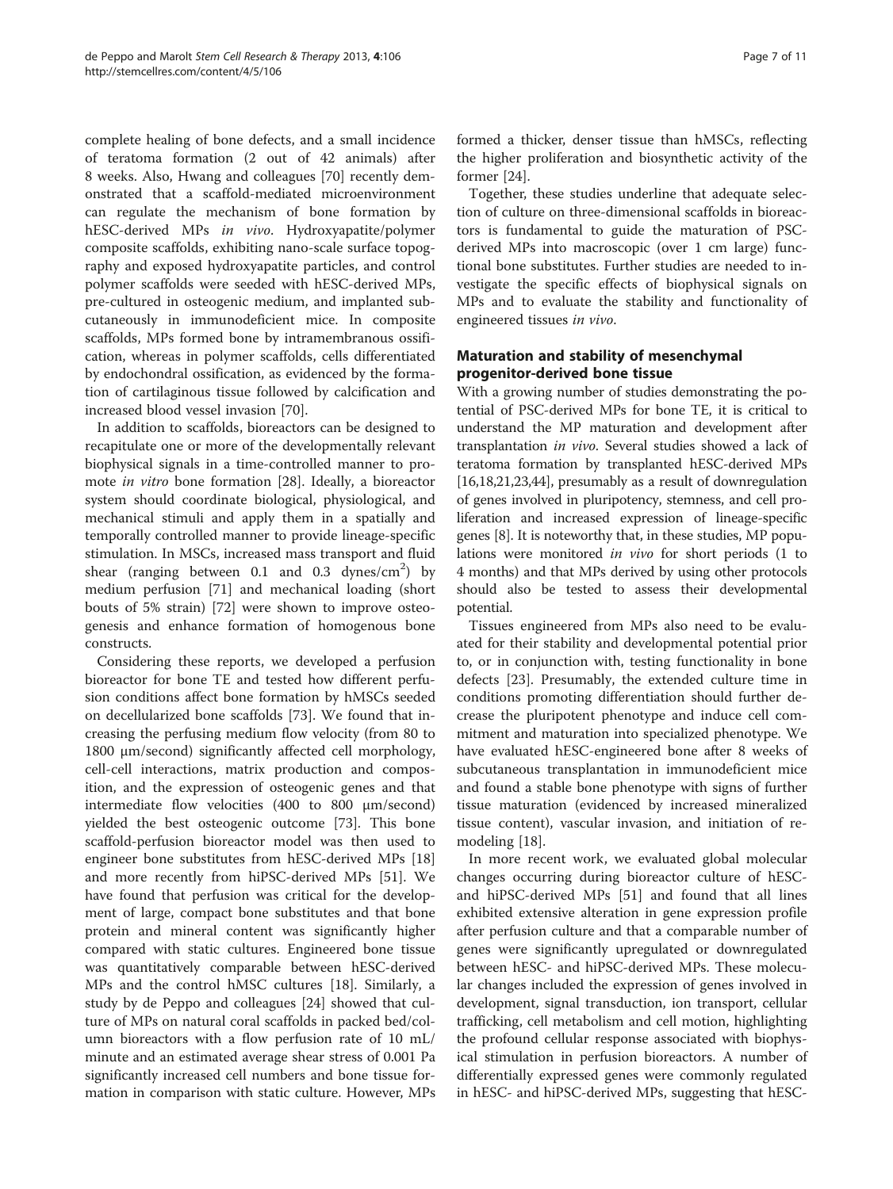complete healing of bone defects, and a small incidence of teratoma formation (2 out of 42 animals) after 8 weeks. Also, Hwang and colleagues [70] recently demonstrated that a scaffold-mediated microenvironment can regulate the mechanism of bone formation by hESC-derived MPs *in vivo*. Hydroxyapatite/polymer composite scaffolds, exhibiting nano-scale surface topography and exposed hydroxyapatite particles, and control polymer scaffolds were seeded with hESC-derived MPs, pre-cultured in osteogenic medium, and implanted subcutaneously in immunodeficient mice. In composite scaffolds, MPs formed bone by intramembranous ossification, whereas in polymer scaffolds, cells differentiated by endochondral ossification, as evidenced by the formation of cartilaginous tissue followed by calcification and increased blood vessel invasion [70].

In addition to scaffolds, bioreactors can be designed to recapitulate one or more of the developmentally relevant biophysical signals in a time-controlled manner to promote *in vitro* bone formation [28]. Ideally, a bioreactor system should coordinate biological, physiological, and mechanical stimuli and apply them in a spatially and temporally controlled manner to provide lineage-specific stimulation. In MSCs, increased mass transport and fluid shear (ranging between 0.1 and 0.3 dynes/cm$^2$) by medium perfusion [71] and mechanical loading (short bouts of 5% strain) [72] were shown to improve osteogenesis and enhance formation of homogenous bone constructs.

Considering these reports, we developed a perfusion bioreactor for bone TE and tested how different perfusion conditions affect bone formation by hMSCs seeded on decellularized bone scaffolds [73]. We found that increasing the perfusing medium flow velocity (from 80 to 1800 μm/second) significantly affected cell morphology, cell-cell interactions, matrix production and composition, and the expression of osteogenic genes and that intermediate flow velocities (400 to 800 μm/second) yielded the best osteogenic outcome [73]. This bone scaffold-perfusion bioreactor model was then used to engineer bone substitutes from hESC-derived MPs [18] and more recently from hiPSC-derived MPs [51]. We have found that perfusion was critical for the development of large, compact bone substitutes and that bone protein and mineral content was significantly higher compared with static cultures. Engineered bone tissue was quantitatively comparable between hESC-derived MPs and the control hMSC cultures [18]. Similarly, a study by de Peppo and colleagues [24] showed that culture of MPs on natural coral scaffolds in packed bed/column bioreactors with a flow perfusion rate of 10 mL/minute and an estimated average shear stress of 0.001 Pa significantly increased cell numbers and bone tissue formation in comparison with static culture. However, MPs formed a thicker, denser tissue than hMSCs, reflecting the higher proliferation and biosynthetic activity of the former [24].

Together, these studies underline that adequate selection of culture on three-dimensional scaffolds in bioreactors is fundamental to guide the maturation of PSC-derived MPs into macroscopic (over 1 cm large) functional bone substitutes. Further studies are needed to investigate the specific effects of biophysical signals on MPs and to evaluate the stability and functionality of engineered tissues *in vivo*.

## Maturation and stability of mesenchymal progenitor-derived bone tissue

With a growing number of studies demonstrating the potential of PSC-derived MPs for bone TE, it is critical to understand the MP maturation and development after transplantation *in vivo*. Several studies showed a lack of teratoma formation by transplanted hESC-derived MPs [16,18,21,23,44], presumably as a result of downregulation of genes involved in pluripotency, stemness, and cell proliferation and increased expression of lineage-specific genes [8]. It is noteworthy that, in these studies, MP populations were monitored *in vivo* for short periods (1 to 4 months) and that MPs derived by using other protocols should also be tested to assess their developmental potential.

Tissues engineered from MPs also need to be evaluated for their stability and developmental potential prior to, or in conjunction with, testing functionality in bone defects [23]. Presumably, the extended culture time in conditions promoting differentiation should further decrease the pluripotent phenotype and induce cell commitment and maturation into specialized phenotype. We have evaluated hESC-engineered bone after 8 weeks of subcutaneous transplantation in immunodeficient mice and found a stable bone phenotype with signs of further tissue maturation (evidenced by increased mineralized tissue content), vascular invasion, and initiation of remodeling [18].

In more recent work, we evaluated global molecular changes occurring during bioreactor culture of hESC- and hiPSC-derived MPs [51] and found that all lines exhibited extensive alteration in gene expression profile after perfusion culture and that a comparable number of genes were significantly upregulated or downregulated between hESC- and hiPSC-derived MPs. These molecular changes included the expression of genes involved in development, signal transduction, ion transport, cellular trafficking, cell metabolism and cell motion, highlighting the profound cellular response associated with biophysical stimulation in perfusion bioreactors. A number of differentially expressed genes were commonly regulated in hESC- and hiPSC-derived MPs, suggesting that hESC-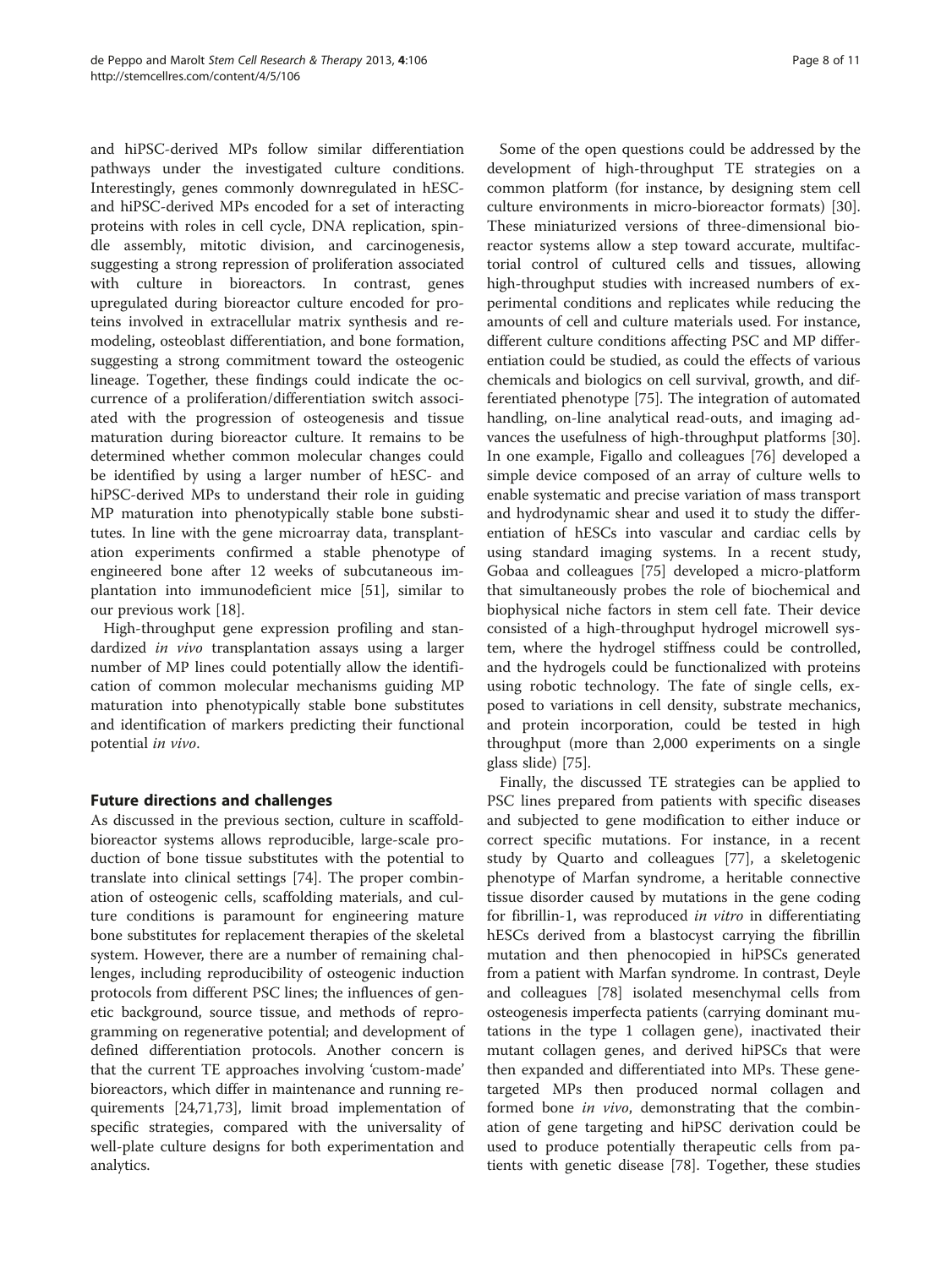and hiPSC-derived MPs follow similar differentiation pathways under the investigated culture conditions. Interestingly, genes commonly downregulated in hESC- and hiPSC-derived MPs encoded for a set of interacting proteins with roles in cell cycle, DNA replication, spindle assembly, mitotic division, and carcinogenesis, suggesting a strong repression of proliferation associated with culture in bioreactors. In contrast, genes upregulated during bioreactor culture encoded for proteins involved in extracellular matrix synthesis and remodeling, osteoblast differentiation, and bone formation, suggesting a strong commitment toward the osteogenic lineage. Together, these findings could indicate the occurrence of a proliferation/differentiation switch associated with the progression of osteogenesis and tissue maturation during bioreactor culture. It remains to be determined whether common molecular changes could be identified by using a larger number of hESC- and hiPSC-derived MPs to understand their role in guiding MP maturation into phenotypically stable bone substitutes. In line with the gene microarray data, transplantation experiments confirmed a stable phenotype of engineered bone after 12 weeks of subcutaneous implantation into immunodeficient mice [51], similar to our previous work [18].

High-throughput gene expression profiling and standardized *in vivo* transplantation assays using a larger number of MP lines could potentially allow the identification of common molecular mechanisms guiding MP maturation into phenotypically stable bone substitutes and identification of markers predicting their functional potential *in vivo*.

## Future directions and challenges

As discussed in the previous section, culture in scaffold-bioreactor systems allows reproducible, large-scale production of bone tissue substitutes with the potential to translate into clinical settings [74]. The proper combination of osteogenic cells, scaffolding materials, and culture conditions is paramount for engineering mature bone substitutes for replacement therapies of the skeletal system. However, there are a number of remaining challenges, including reproducibility of osteogenic induction protocols from different PSC lines; the influences of genetic background, source tissue, and methods of reprogramming on regenerative potential; and development of defined differentiation protocols. Another concern is that the current TE approaches involving 'custom-made' bioreactors, which differ in maintenance and running requirements [24,71,73], limit broad implementation of specific strategies, compared with the universality of well-plate culture designs for both experimentation and analytics.

Some of the open questions could be addressed by the development of high-throughput TE strategies on a common platform (for instance, by designing stem cell culture environments in micro-bioreactor formats) [30]. These miniaturized versions of three-dimensional bioreactor systems allow a step toward accurate, multifactorial control of cultured cells and tissues, allowing high-throughput studies with increased numbers of experimental conditions and replicates while reducing the amounts of cell and culture materials used. For instance, different culture conditions affecting PSC and MP differentiation could be studied, as could the effects of various chemicals and biologics on cell survival, growth, and differentiated phenotype [75]. The integration of automated handling, on-line analytical read-outs, and imaging advances the usefulness of high-throughput platforms [30]. In one example, Figallo and colleagues [76] developed a simple device composed of an array of culture wells to enable systematic and precise variation of mass transport and hydrodynamic shear and used it to study the differentiation of hESCs into vascular and cardiac cells by using standard imaging systems. In a recent study, Gobaa and colleagues [75] developed a micro-platform that simultaneously probes the role of biochemical and biophysical niche factors in stem cell fate. Their device consisted of a high-throughput hydrogel microwell system, where the hydrogel stiffness could be controlled, and the hydrogels could be functionalized with proteins using robotic technology. The fate of single cells, exposed to variations in cell density, substrate mechanics, and protein incorporation, could be tested in high throughput (more than 2,000 experiments on a single glass slide) [75].

Finally, the discussed TE strategies can be applied to PSC lines prepared from patients with specific diseases and subjected to gene modification to either induce or correct specific mutations. For instance, in a recent study by Quarto and colleagues [77], a skeletogenic phenotype of Marfan syndrome, a heritable connective tissue disorder caused by mutations in the gene coding for fibrillin-1, was reproduced *in vitro* in differentiating hESCs derived from a blastocyst carrying the fibrillin mutation and then phenocopied in hiPSCs generated from a patient with Marfan syndrome. In contrast, Deyle and colleagues [78] isolated mesenchymal cells from osteogenesis imperfecta patients (carrying dominant mutations in the type 1 collagen gene), inactivated their mutant collagen genes, and derived hiPSCs that were then expanded and differentiated into MPs. These gene-targeted MPs then produced normal collagen and formed bone *in vivo*, demonstrating that the combination of gene targeting and hiPSC derivation could be used to produce potentially therapeutic cells from patients with genetic disease [78]. Together, these studies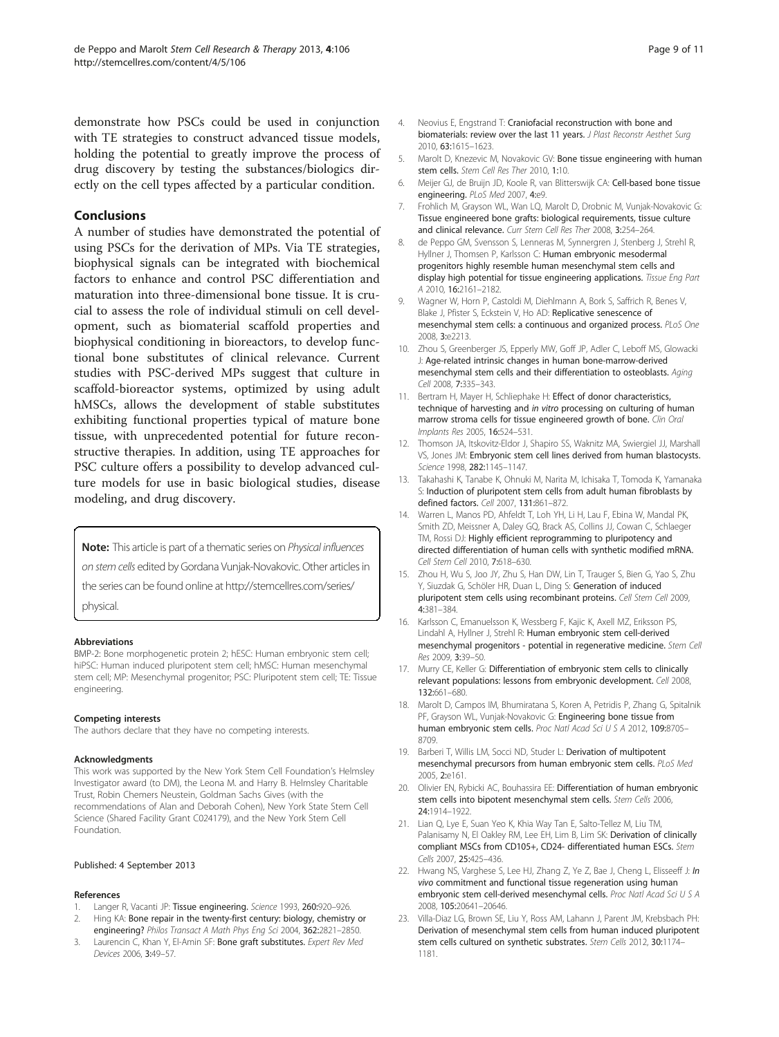demonstrate how PSCs could be used in conjunction with TE strategies to construct advanced tissue models, holding the potential to greatly improve the process of drug discovery by testing the substances/biologics directly on the cell types affected by a particular condition.

## Conclusions

A number of studies have demonstrated the potential of using PSCs for the derivation of MPs. Via TE strategies, biophysical signals can be integrated with biochemical factors to enhance and control PSC differentiation and maturation into three-dimensional bone tissue. It is crucial to assess the role of individual stimuli on cell development, such as biomaterial scaffold properties and biophysical conditioning in bioreactors, to develop functional bone substitutes of clinical relevance. Current studies with PSC-derived MPs suggest that culture in scaffold-bioreactor systems, optimized by using adult hMSCs, allows the development of stable substitutes exhibiting functional properties typical of mature bone tissue, with unprecedented potential for future reconstructive therapies. In addition, using TE approaches for PSC culture offers a possibility to develop advanced culture models for use in basic biological studies, disease modeling, and drug discovery.

**Note:** This article is part of a thematic series on *Physical influences on stem cells* edited by Gordana Vunjak-Novakovic. Other articles in the series can be found online at http://stemcellres.com/series/physical.

#### Abbreviations

BMP-2: Bone morphogenetic protein 2; hESC: Human embryonic stem cell; hiPSC: Human induced pluripotent stem cell; hMSC: Human mesenchymal stem cell; MP: Mesenchymal progenitor; PSC: Pluripotent stem cell; TE: Tissue engineering.

#### Competing interests

The authors declare that they have no competing interests.

#### Acknowledgments

This work was supported by the New York Stem Cell Foundation's Helmsley Investigator award (to DM), the Leona M. and Harry B. Helmsley Charitable Trust, Robin Chemers Neustein, Goldman Sachs Gives (with the recommendations of Alan and Deborah Cohen), New York State Stem Cell Science (Shared Facility Grant C024179), and the New York Stem Cell Foundation.

Published: 4 September 2013

#### References

1. Langer R, Vacanti JP: **Tissue engineering.** *Science* 1993, **260:**920–926.
2. Hing KA: **Bone repair in the twenty-first century: biology, chemistry or engineering?** *Philos Transact A Math Phys Eng Sci* 2004, **362:**2821–2850.
3. Laurencin C, Khan Y, El-Amin SF: **Bone graft substitutes.** *Expert Rev Med Devices* 2006, **3:**49–57.
4. Neovius E, Engstrand T: **Craniofacial reconstruction with bone and biomaterials: review over the last 11 years.** *J Plast Reconstr Aesthet Surg* 2010, **63:**1615–1623.
5. Marolt D, Knezevic M, Novakovic GV: **Bone tissue engineering with human stem cells.** *Stem Cell Res Ther* 2010, **1:**10.
6. Meijer GJ, de Bruijn JD, Koole R, van Blitterswijk CA: **Cell-based bone tissue engineering.** *PLoS Med* 2007, **4:**e9.
7. Frohlich M, Grayson WL, Wan LQ, Marolt D, Drobnic M, Vunjak-Novakovic G: **Tissue engineered bone grafts: biological requirements, tissue culture and clinical relevance.** *Curr Stem Cell Res Ther* 2008, **3:**254–264.
8. de Peppo GM, Svensson S, Lenneras M, Synnergren J, Stenberg J, Strehl R, Hyllner J, Thomsen P, Karlsson C: **Human embryonic mesodermal progenitors highly resemble human mesenchymal stem cells and display high potential for tissue engineering applications.** *Tissue Eng Part A* 2010, **16:**2161–2182.
9. Wagner W, Horn P, Castoldi M, Diehlmann A, Bork S, Saffrich R, Benes V, Blake J, Pfister S, Eckstein V, Ho AD: **Replicative senescence of mesenchymal stem cells: a continuous and organized process.** *PLoS One* 2008, **3:**e2213.
10. Zhou S, Greenberger JS, Epperly MW, Goff JP, Adler C, Leboff MS, Glowacki J: **Age-related intrinsic changes in human bone-marrow-derived mesenchymal stem cells and their differentiation to osteoblasts.** *Aging Cell* 2008, **7:**335–343.
11. Bertram H, Mayer H, Schliephake H: **Effect of donor characteristics, technique of harvesting and *in vitro* processing on culturing of human marrow stroma cells for tissue engineered growth of bone.** *Clin Oral Implants Res* 2005, **16:**524–531.
12. Thomson JA, Itskovitz-Eldor J, Shapiro SS, Waknitz MA, Swiergiel JJ, Marshall VS, Jones JM: **Embryonic stem cell lines derived from human blastocysts.** *Science* 1998, **282:**1145–1147.
13. Takahashi K, Tanabe K, Ohnuki M, Narita M, Ichisaka T, Tomoda K, Yamanaka S: **Induction of pluripotent stem cells from adult human fibroblasts by defined factors.** *Cell* 2007, **131:**861–872.
14. Warren L, Manos PD, Ahfeldt T, Loh YH, Li H, Lau F, Ebina W, Mandal PK, Smith ZD, Meissner A, Daley GQ, Brack AS, Collins JJ, Cowan C, Schlaeger TM, Rossi DJ: **Highly efficient reprogramming to pluripotency and directed differentiation of human cells with synthetic modified mRNA.** *Cell Stem Cell* 2010, **7:**618–630.
15. Zhou H, Wu S, Joo JY, Zhu S, Han DW, Lin T, Trauger S, Bien G, Yao S, Zhu Y, Siuzdak G, Schöler HR, Duan L, Ding S: **Generation of induced pluripotent stem cells using recombinant proteins.** *Cell Stem Cell* 2009, **4:**381–384.
16. Karlsson C, Emanuelsson K, Wessberg F, Kajic K, Axell MZ, Eriksson PS, Lindahl A, Hyllner J, Strehl R: **Human embryonic stem cell-derived mesenchymal progenitors - potential in regenerative medicine.** *Stem Cell Res* 2009, **3:**39–50.
17. Murry CE, Keller G: **Differentiation of embryonic stem cells to clinically relevant populations: lessons from embryonic development.** *Cell* 2008, **132:**661–680.
18. Marolt D, Campos IM, Bhumiratana S, Koren A, Petridis P, Zhang G, Spitalnik PF, Grayson WL, Vunjak-Novakovic G: **Engineering bone tissue from human embryonic stem cells.** *Proc Natl Acad Sci U S A* 2012, **109:**8705–8709.
19. Barberi T, Willis LM, Socci ND, Studer L: **Derivation of multipotent mesenchymal precursors from human embryonic stem cells.** *PLoS Med* 2005, **2:**e161.
20. Olivier EN, Rybicki AC, Bouhassira EE: **Differentiation of human embryonic stem cells into bipotent mesenchymal stem cells.** *Stem Cells* 2006, **24:**1914–1922.
21. Lian Q, Lye E, Suan Yeo K, Khia Way Tan E, Salto-Tellez M, Liu TM, Palanisamy N, El Oakley RM, Lee EH, Lim B, Lim SK: **Derivation of clinically compliant MSCs from CD105+, CD24- differentiated human ESCs.** *Stem Cells* 2007, **25:**425–436.
22. Hwang NS, Varghese S, Lee HJ, Zhang Z, Ye Z, Bae J, Cheng L, Elisseeff J: ***In vivo* commitment and functional tissue regeneration using human embryonic stem cell-derived mesenchymal cells.** *Proc Natl Acad Sci U S A* 2008, **105:**20641–20646.
23. Villa-Diaz LG, Brown SE, Liu Y, Ross AM, Lahann J, Parent JM, Krebsbach PH: **Derivation of mesenchymal stem cells from human induced pluripotent stem cells cultured on synthetic substrates.** *Stem Cells* 2012, **30:**1174–1181.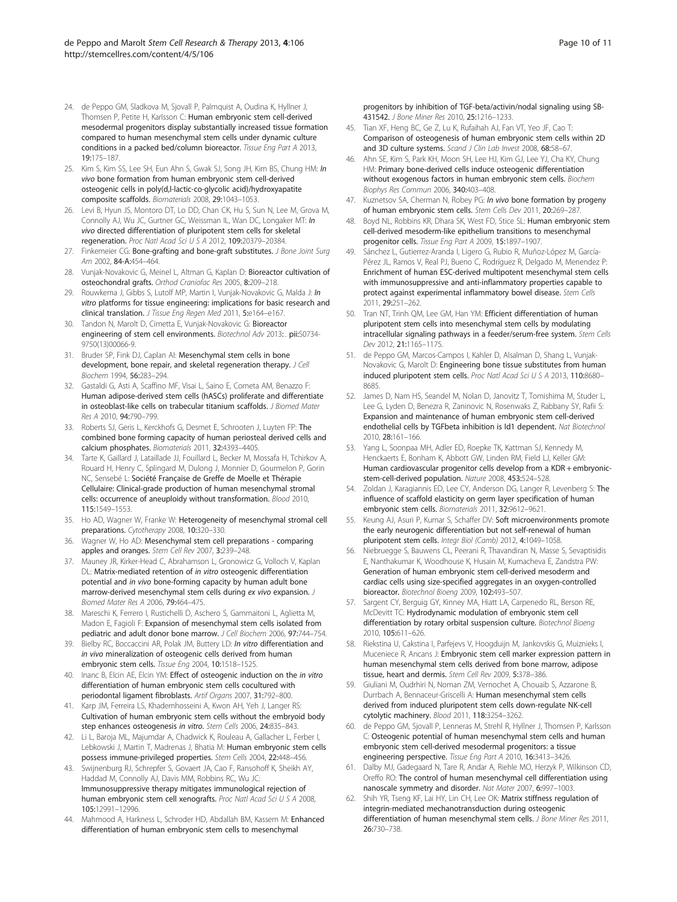24. de Peppo GM, Sladkova M, Sjovall P, Palmquist A, Oudina K, Hyllner J, Thomsen P, Petite H, Karlsson C: **Human embryonic stem cell-derived mesodermal progenitors display substantially increased tissue formation compared to human mesenchymal stem cells under dynamic culture conditions in a packed bed/column bioreactor.** *Tissue Eng Part A* 2013, **19:**175–187.
25. Kim S, Kim SS, Lee SH, Eun Ahn S, Gwak SJ, Song JH, Kim BS, Chung HM: ***In vivo*** **bone formation from human embryonic stem cell-derived osteogenic cells in poly(d,l-lactic-co-glycolic acid)/hydroxyapatite composite scaffolds.** *Biomaterials* 2008, **29:**1043–1053.
26. Levi B, Hyun JS, Montoro DT, Lo DD, Chan CK, Hu S, Sun N, Lee M, Grova M, Connolly AJ, Wu JC, Gurtner GC, Weissman IL, Wan DC, Longaker MT: ***In vivo*** **directed differentiation of pluripotent stem cells for skeletal regeneration.** *Proc Natl Acad Sci U S A* 2012, **109:**20379–20384.
27. Finkemeier CG: **Bone-grafting and bone-graft substitutes.** *J Bone Joint Surg Am* 2002, **84-A:**454–464.
28. Vunjak-Novakovic G, Meinel L, Altman G, Kaplan D: **Bioreactor cultivation of osteochondral grafts.** *Orthod Craniofac Res* 2005, **8:**209–218.
29. Rouwkema J, Gibbs S, Lutolf MP, Martin I, Vunjak-Novakovic G, Malda J: ***In vitro*** **platforms for tissue engineering: implications for basic research and clinical translation.** *J Tissue Eng Regen Med* 2011, **5:**e164–e167.
30. Tandon N, Marolt D, Cimetta E, Vunjak-Novakovic G: **Bioreactor engineering of stem cell environments.** *Biotechnol Adv* 2013:. pii:S0734-9750(13)00066-9.
31. Bruder SP, Fink DJ, Caplan AI: **Mesenchymal stem cells in bone development, bone repair, and skeletal regeneration therapy.** *J Cell Biochem* 1994, **56:**283–294.
32. Gastaldi G, Asti A, Scaffino MF, Visai L, Saino E, Cometa AM, Benazzo F: **Human adipose-derived stem cells (hASCs) proliferate and differentiate in osteoblast-like cells on trabecular titanium scaffolds.** *J Biomed Mater Res A* 2010, **94:**790–799.
33. Roberts SJ, Geris L, Kerckhofs G, Desmet E, Schrooten J, Luyten FP: **The combined bone forming capacity of human periosteal derived cells and calcium phosphates.** *Biomaterials* 2011, **32:**4393–4405.
34. Tarte K, Gaillard J, Lataillade JJ, Fouillard L, Becker M, Mossafa H, Tchirkov A, Rouard H, Henry C, Splingard M, Dulong J, Monnier D, Gourmelon P, Gorin NC, Sensebé L: **Société Française de Greffe de Moelle et Thérapie Cellulaire: Clinical-grade production of human mesenchymal stromal cells: occurrence of aneuploidy without transformation.** *Blood* 2010, **115:**1549–1553.
35. Ho AD, Wagner W, Franke W: **Heterogeneity of mesenchymal stromal cell preparations.** *Cytotherapy* 2008, **10:**320–330.
36. Wagner W, Ho AD: **Mesenchymal stem cell preparations - comparing apples and oranges.** *Stem Cell Rev* 2007, **3:**239–248.
37. Mauney JR, Kirker-Head C, Abrahamson L, Gronowicz G, Volloch V, Kaplan DL: **Matrix-mediated retention of *in vitro* osteogenic differentiation potential and *in vivo* bone-forming capacity by human adult bone marrow-derived mesenchymal stem cells during *ex vivo* expansion.** *J Biomed Mater Res A* 2006, **79:**464–475.
38. Mareschi K, Ferrero I, Rustichelli D, Aschero S, Gammaitoni L, Aglietta M, Madon E, Fagioli F: **Expansion of mesenchymal stem cells isolated from pediatric and adult donor bone marrow.** *J Cell Biochem* 2006, **97:**744–754.
39. Bielby RC, Boccaccini AR, Polak JM, Buttery LD: ***In vitro*** **differentiation and *in vivo* mineralization of osteogenic cells derived from human embryonic stem cells.** *Tissue Eng* 2004, **10:**1518–1525.
40. Inanc B, Elcin AE, Elcin YM: **Effect of osteogenic induction on the *in vitro* differentiation of human embryonic stem cells cocultured with periodontal ligament fibroblasts.** *Artif Organs* 2007, **31:**792–800.
41. Karp JM, Ferreira LS, Khademhosseini A, Kwon AH, Yeh J, Langer RS: **Cultivation of human embryonic stem cells without the embryoid body step enhances osteogenesis *in vitro*.** *Stem Cells* 2006, **24:**835–843.
42. Li L, Baroja ML, Majumdar A, Chadwick K, Rouleau A, Gallacher L, Ferber I, Lebkowski J, Martin T, Madrenas J, Bhatia M: **Human embryonic stem cells possess immune-privileged properties.** *Stem Cells* 2004, **22:**448–456.
43. Swijnenburg RJ, Schrepfer S, Govaert JA, Cao F, Ransohoff K, Sheikh AY, Haddad M, Connolly AJ, Davis MM, Robbins RC, Wu JC: **Immunosuppressive therapy mitigates immunological rejection of human embryonic stem cell xenografts.** *Proc Natl Acad Sci U S A* 2008, **105:**12991–12996.
44. Mahmood A, Harkness L, Schroder HD, Abdallah BM, Kassem M: **Enhanced differentiation of human embryonic stem cells to mesenchymal progenitors by inhibition of TGF-beta/activin/nodal signaling using SB-431542.** *J Bone Miner Res* 2010, **25:**1216–1233.
45. Tian XF, Heng BC, Ge Z, Lu K, Rufaihah AJ, Fan VT, Yeo JF, Cao T: **Comparison of osteogenesis of human embryonic stem cells within 2D and 3D culture systems.** *Scand J Clin Lab Invest* 2008, **68:**58–67.
46. Ahn SE, Kim S, Park KH, Moon SH, Lee HJ, Kim GJ, Lee YJ, Cha KY, Chung HM: **Primary bone-derived cells induce osteogenic differentiation without exogenous factors in human embryonic stem cells.** *Biochem Biophys Res Commun* 2006, **340:**403–408.
47. Kuznetsov SA, Cherman N, Robey PG: ***In vivo*** **bone formation by progeny of human embryonic stem cells.** *Stem Cells Dev* 2011, **20:**269–287.
48. Boyd NL, Robbins KR, Dhara SK, West FD, Stice SL: **Human embryonic stem cell-derived mesoderm-like epithelium transitions to mesenchymal progenitor cells.** *Tissue Eng Part A* 2009, **15:**1897–1907.
49. Sánchez L, Gutierrez-Aranda I, Ligero G, Rubio R, Muñoz-López M, García-Pérez JL, Ramos V, Real PJ, Bueno C, Rodríguez R, Delgado M, Menendez P: **Enrichment of human ESC-derived multipotent mesenchymal stem cells with immunosuppressive and anti-inflammatory properties capable to protect against experimental inflammatory bowel disease.** *Stem Cells* 2011, **29:**251–262.
50. Tran NT, Trinh QM, Lee GM, Han YM: **Efficient differentiation of human pluripotent stem cells into mesenchymal stem cells by modulating intracellular signaling pathways in a feeder/serum-free system.** *Stem Cells Dev* 2012, **21:**1165–1175.
51. de Peppo GM, Marcos-Campos I, Kahler D, Alsalman D, Shang L, Vunjak-Novakovic G, Marolt D: **Engineering bone tissue substitutes from human induced pluripotent stem cells.** *Proc Natl Acad Sci U S A* 2013, **110:**8680–8685.
52. James D, Nam HS, Seandel M, Nolan D, Janovitz T, Tomishima M, Studer L, Lee G, Lyden D, Benezra R, Zaninovic N, Rosenwaks Z, Rabbany SY, Rafii S: **Expansion and maintenance of human embryonic stem cell-derived endothelial cells by TGFbeta inhibition is Id1 dependent.** *Nat Biotechnol* 2010, **28:**161–166.
53. Yang L, Soonpaa MH, Adler ED, Roepke TK, Kattman SJ, Kennedy M, Henckaerts E, Bonham K, Abbott GW, Linden RM, Field LJ, Keller GM: **Human cardiovascular progenitor cells develop from a KDR + embryonic-stem-cell-derived population.** *Nature* 2008, **453:**524–528.
54. Zoldan J, Karagiannis ED, Lee CY, Anderson DG, Langer R, Levenberg S: **The influence of scaffold elasticity on germ layer specification of human embryonic stem cells.** *Biomaterials* 2011, **32:**9612–9621.
55. Keung AJ, Asuri P, Kumar S, Schaffer DV: **Soft microenvironments promote the early neurogenic differentiation but not self-renewal of human pluripotent stem cells.** *Integr Biol (Camb)* 2012, **4:**1049–1058.
56. Niebruegge S, Bauwens CL, Peerani R, Thavandiran N, Masse S, Sevaptisidis E, Nanthakumar K, Woodhouse K, Husain M, Kumacheva E, Zandstra PW: **Generation of human embryonic stem cell-derived mesoderm and cardiac cells using size-specified aggregates in an oxygen-controlled bioreactor.** *Biotechnol Bioeng* 2009, **102:**493–507.
57. Sargent CY, Berguig GY, Kinney MA, Hiatt LA, Carpenedo RL, Berson RE, McDevitt TC: **Hydrodynamic modulation of embryonic stem cell differentiation by rotary orbital suspension culture.** *Biotechnol Bioeng* 2010, **105:**611–626.
58. Riekstina U, Cakstina I, Parfejevs V, Hoogduijn M, Jankovskis G, Muiznieks I, Muceniece R, Ancans J: **Embryonic stem cell marker expression pattern in human mesenchymal stem cells derived from bone marrow, adipose tissue, heart and dermis.** *Stem Cell Rev* 2009, **5:**378–386.
59. Giuliani M, Oudrhiri N, Noman ZM, Vernochet A, Chouaib S, Azzarone B, Durrbach A, Bennaceur-Griscelli A: **Human mesenchymal stem cells derived from induced pluripotent stem cells down-regulate NK-cell cytolytic machinery.** *Blood* 2011, **118:**3254–3262.
60. de Peppo GM, Sjovall P, Lenneras M, Strehl R, Hyllner J, Thomsen P, Karlsson C: **Osteogenic potential of human mesenchymal stem cells and human embryonic stem cell-derived mesodermal progenitors: a tissue engineering perspective.** *Tissue Eng Part A* 2010, **16:**3413–3426.
61. Dalby MJ, Gadegaard N, Tare R, Andar A, Riehle MO, Herzyk P, Wilkinson CD, Oreffo RO: **The control of human mesenchymal cell differentiation using nanoscale symmetry and disorder.** *Nat Mater* 2007, **6:**997–1003.
62. Shih YR, Tseng KF, Lai HY, Lin CH, Lee OK: **Matrix stiffness regulation of integrin-mediated mechanotransduction during osteogenic differentiation of human mesenchymal stem cells.** *J Bone Miner Res* 2011, **26:**730–738.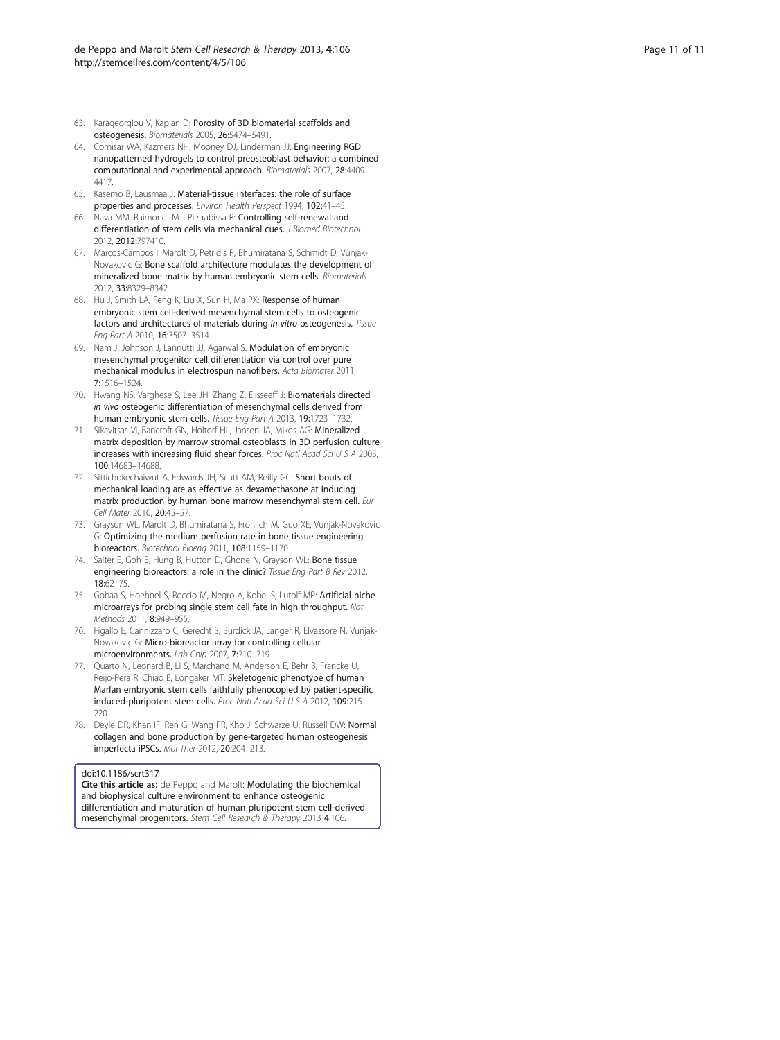63. Karageorgiou V, Kaplan D: **Porosity of 3D biomaterial scaffolds and osteogenesis.** *Biomaterials* 2005, **26:**5474–5491.
64. Comisar WA, Kazmers NH, Mooney DJ, Linderman JJ: **Engineering RGD nanopatterned hydrogels to control preosteoblast behavior: a combined computational and experimental approach.** *Biomaterials* 2007, **28:**4409–4417.
65. Kasemo B, Lausmaa J: **Material-tissue interfaces: the role of surface properties and processes.** *Environ Health Perspect* 1994, **102:**41–45.
66. Nava MM, Raimondi MT, Pietrabissa R: **Controlling self-renewal and differentiation of stem cells via mechanical cues.** *J Biomed Biotechnol* 2012, **2012:**797410.
67. Marcos-Campos I, Marolt D, Petridis P, Bhumiratana S, Schmidt D, Vunjak-Novakovic G: **Bone scaffold architecture modulates the development of mineralized bone matrix by human embryonic stem cells.** *Biomaterials* 2012, **33:**8329–8342.
68. Hu J, Smith LA, Feng K, Liu X, Sun H, Ma PX: **Response of human embryonic stem cell-derived mesenchymal stem cells to osteogenic factors and architectures of materials during *in vitro* osteogenesis.** *Tissue Eng Part A* 2010, **16:**3507–3514.
69. Nam J, Johnson J, Lannutti JJ, Agarwal S: **Modulation of embryonic mesenchymal progenitor cell differentiation via control over pure mechanical modulus in electrospun nanofibers.** *Acta Biomater* 2011, **7:**1516–1524.
70. Hwang NS, Varghese S, Lee JH, Zhang Z, Elisseeff J: **Biomaterials directed *in vivo* osteogenic differentiation of mesenchymal cells derived from human embryonic stem cells.** *Tissue Eng Part A* 2013, **19:**1723–1732.
71. Sikavitsas VI, Bancroft GN, Holtorf HL, Jansen JA, Mikos AG: **Mineralized matrix deposition by marrow stromal osteoblasts in 3D perfusion culture increases with increasing fluid shear forces.** *Proc Natl Acad Sci U S A* 2003, **100:**14683–14688.
72. Sittichokechaiwut A, Edwards JH, Scutt AM, Reilly GC: **Short bouts of mechanical loading are as effective as dexamethasone at inducing matrix production by human bone marrow mesenchymal stem cell.** *Eur Cell Mater* 2010, **20:**45–57.
73. Grayson WL, Marolt D, Bhumiratana S, Frohlich M, Guo XE, Vunjak-Novakovic G: **Optimizing the medium perfusion rate in bone tissue engineering bioreactors.** *Biotechnol Bioeng* 2011, **108:**1159–1170.
74. Salter E, Goh B, Hung B, Hutton D, Ghone N, Grayson WL: **Bone tissue engineering bioreactors: a role in the clinic?** *Tissue Eng Part B Rev* 2012, **18:**62–75.
75. Gobaa S, Hoehnel S, Roccio M, Negro A, Kobel S, Lutolf MP: **Artificial niche microarrays for probing single stem cell fate in high throughput.** *Nat Methods* 2011, **8:**949–955.
76. Figallo E, Cannizzaro C, Gerecht S, Burdick JA, Langer R, Elvassore N, Vunjak-Novakovic G: **Micro-bioreactor array for controlling cellular microenvironments.** *Lab Chip* 2007, **7:**710–719.
77. Quarto N, Leonard B, Li S, Marchand M, Anderson E, Behr B, Francke U, Reijo-Pera R, Chiao E, Longaker MT: **Skeletogenic phenotype of human Marfan embryonic stem cells faithfully phenocopied by patient-specific induced-pluripotent stem cells.** *Proc Natl Acad Sci U S A* 2012, **109:**215–220.
78. Deyle DR, Khan IF, Ren G, Wang PR, Kho J, Schwarze U, Russell DW: **Normal collagen and bone production by gene-targeted human osteogenesis imperfecta iPSCs.** *Mol Ther* 2012, **20:**204–213.

doi:10.1186/scrt317

**Cite this article as:** de Peppo and Marolt: **Modulating the biochemical and biophysical culture environment to enhance osteogenic differentiation and maturation of human pluripotent stem cell-derived mesenchymal progenitors.** *Stem Cell Research & Therapy* 2013 **4**:106.